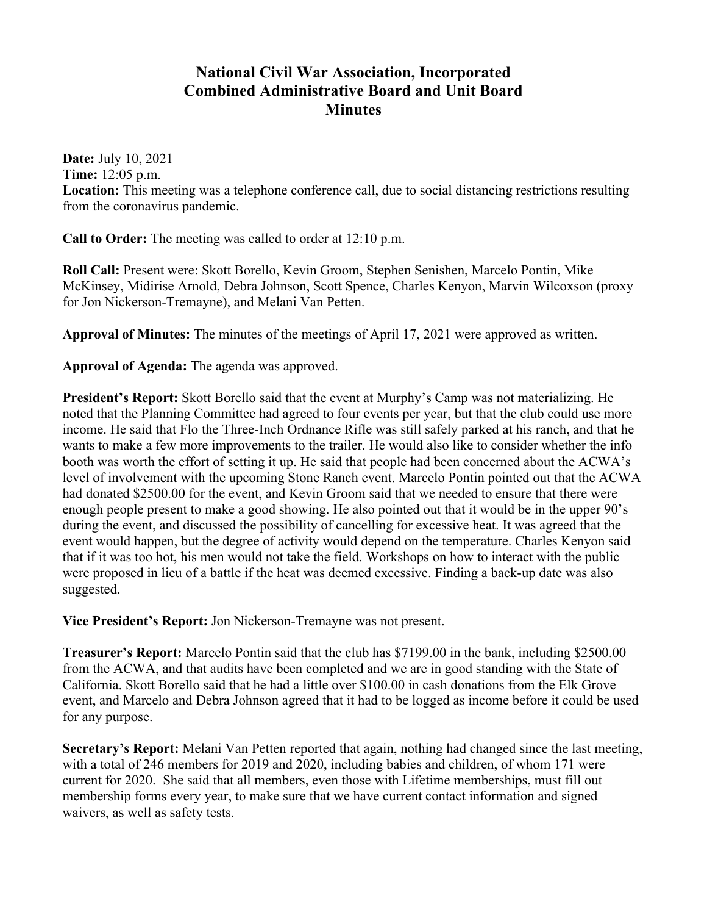# National Civil War Association, Incorporated
# Combined Administrative Board and Unit Board
# Minutes

**Date:** July 10, 2021
**Time:** 12:05 p.m.
**Location:** This meeting was a telephone conference call, due to social distancing restrictions resulting from the coronavirus pandemic.

**Call to Order:** The meeting was called to order at 12:10 p.m.

**Roll Call:** Present were: Skott Borello, Kevin Groom, Stephen Senishen, Marcelo Pontin, Mike McKinsey, Midirise Arnold, Debra Johnson, Scott Spence, Charles Kenyon, Marvin Wilcoxson (proxy for Jon Nickerson-Tremayne), and Melani Van Petten.

**Approval of Minutes:** The minutes of the meetings of April 17, 2021 were approved as written.

**Approval of Agenda:** The agenda was approved.

**President's Report:** Skott Borello said that the event at Murphy's Camp was not materializing. He noted that the Planning Committee had agreed to four events per year, but that the club could use more income. He said that Flo the Three-Inch Ordnance Rifle was still safely parked at his ranch, and that he wants to make a few more improvements to the trailer. He would also like to consider whether the info booth was worth the effort of setting it up. He said that people had been concerned about the ACWA's level of involvement with the upcoming Stone Ranch event. Marcelo Pontin pointed out that the ACWA had donated $2500.00 for the event, and Kevin Groom said that we needed to ensure that there were enough people present to make a good showing. He also pointed out that it would be in the upper 90's during the event, and discussed the possibility of cancelling for excessive heat. It was agreed that the event would happen, but the degree of activity would depend on the temperature. Charles Kenyon said that if it was too hot, his men would not take the field. Workshops on how to interact with the public were proposed in lieu of a battle if the heat was deemed excessive. Finding a back-up date was also suggested.

**Vice President's Report:** Jon Nickerson-Tremayne was not present.

**Treasurer's Report:** Marcelo Pontin said that the club has $7199.00 in the bank, including $2500.00 from the ACWA, and that audits have been completed and we are in good standing with the State of California. Skott Borello said that he had a little over $100.00 in cash donations from the Elk Grove event, and Marcelo and Debra Johnson agreed that it had to be logged as income before it could be used for any purpose.

**Secretary's Report:** Melani Van Petten reported that again, nothing had changed since the last meeting, with a total of 246 members for 2019 and 2020, including babies and children, of whom 171 were current for 2020. She said that all members, even those with Lifetime memberships, must fill out membership forms every year, to make sure that we have current contact information and signed waivers, as well as safety tests.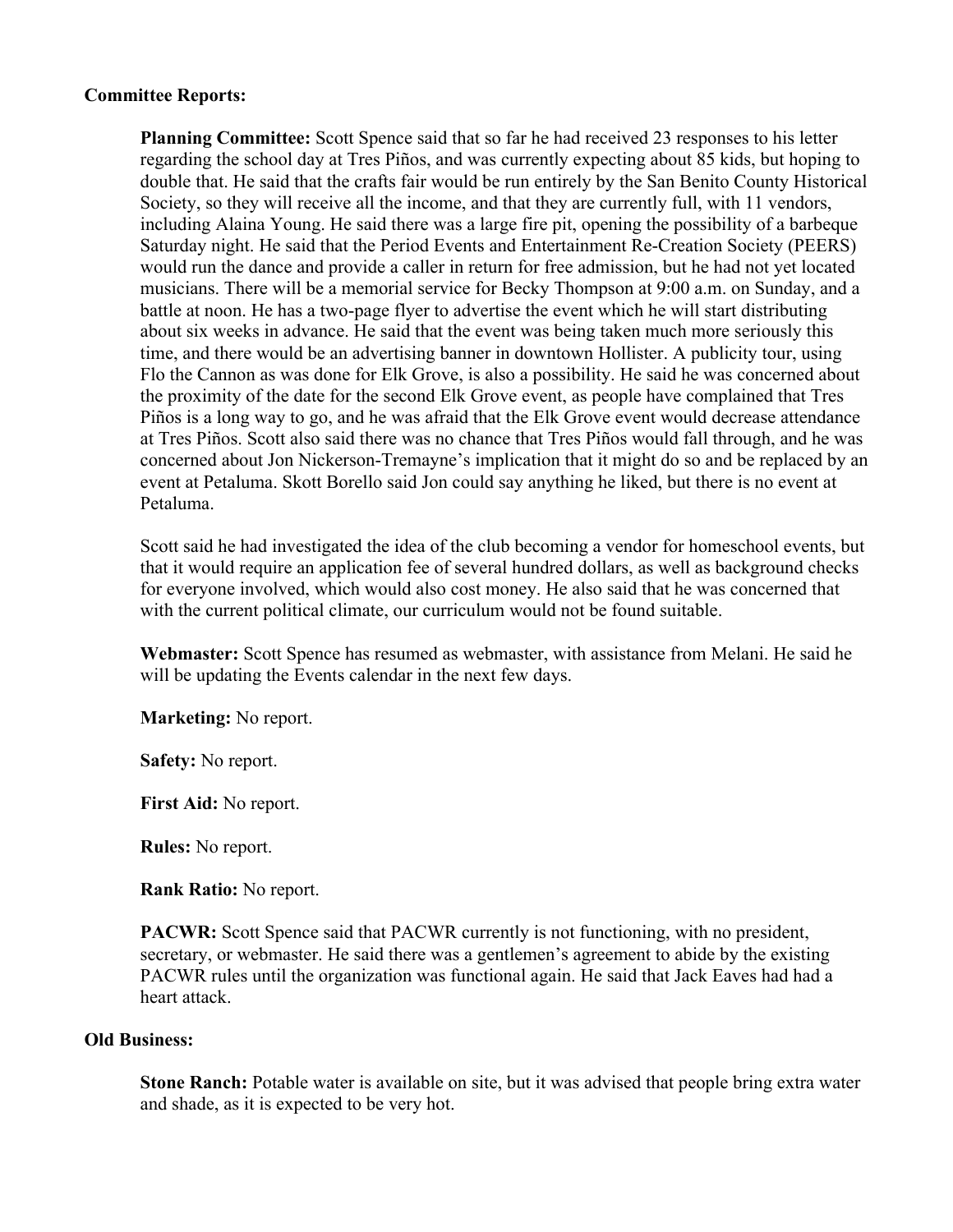### Committee Reports:

**Planning Committee:** Scott Spence said that so far he had received 23 responses to his letter regarding the school day at Tres Piños, and was currently expecting about 85 kids, but hoping to double that. He said that the crafts fair would be run entirely by the San Benito County Historical Society, so they will receive all the income, and that they are currently full, with 11 vendors, including Alaina Young. He said there was a large fire pit, opening the possibility of a barbeque Saturday night. He said that the Period Events and Entertainment Re-Creation Society (PEERS) would run the dance and provide a caller in return for free admission, but he had not yet located musicians. There will be a memorial service for Becky Thompson at 9:00 a.m. on Sunday, and a battle at noon. He has a two-page flyer to advertise the event which he will start distributing about six weeks in advance. He said that the event was being taken much more seriously this time, and there would be an advertising banner in downtown Hollister. A publicity tour, using Flo the Cannon as was done for Elk Grove, is also a possibility. He said he was concerned about the proximity of the date for the second Elk Grove event, as people have complained that Tres Piños is a long way to go, and he was afraid that the Elk Grove event would decrease attendance at Tres Piños. Scott also said there was no chance that Tres Piños would fall through, and he was concerned about Jon Nickerson-Tremayne's implication that it might do so and be replaced by an event at Petaluma. Skott Borello said Jon could say anything he liked, but there is no event at Petaluma.

Scott said he had investigated the idea of the club becoming a vendor for homeschool events, but that it would require an application fee of several hundred dollars, as well as background checks for everyone involved, which would also cost money. He also said that he was concerned that with the current political climate, our curriculum would not be found suitable.

**Webmaster:** Scott Spence has resumed as webmaster, with assistance from Melani. He said he will be updating the Events calendar in the next few days.

**Marketing:** No report.

**Safety:** No report.

**First Aid:** No report.

**Rules:** No report.

**Rank Ratio:** No report.

**PACWR:** Scott Spence said that PACWR currently is not functioning, with no president, secretary, or webmaster. He said there was a gentlemen's agreement to abide by the existing PACWR rules until the organization was functional again. He said that Jack Eaves had had a heart attack.

### Old Business:

**Stone Ranch:** Potable water is available on site, but it was advised that people bring extra water and shade, as it is expected to be very hot.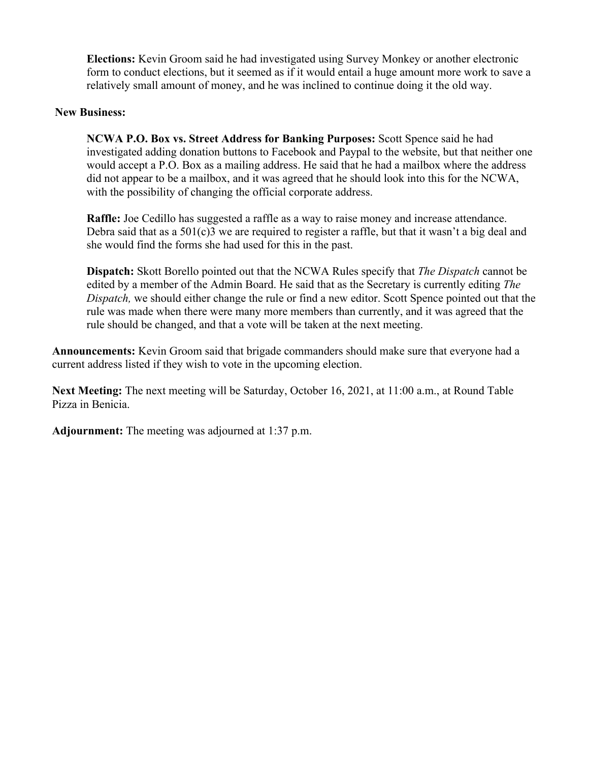**Elections:** Kevin Groom said he had investigated using Survey Monkey or another electronic form to conduct elections, but it seemed as if it would entail a huge amount more work to save a relatively small amount of money, and he was inclined to continue doing it the old way.

**New Business:**

**NCWA P.O. Box vs. Street Address for Banking Purposes:** Scott Spence said he had investigated adding donation buttons to Facebook and Paypal to the website, but that neither one would accept a P.O. Box as a mailing address. He said that he had a mailbox where the address did not appear to be a mailbox, and it was agreed that he should look into this for the NCWA, with the possibility of changing the official corporate address.

**Raffle:** Joe Cedillo has suggested a raffle as a way to raise money and increase attendance. Debra said that as a 501(c)3 we are required to register a raffle, but that it wasn't a big deal and she would find the forms she had used for this in the past.

**Dispatch:** Skott Borello pointed out that the NCWA Rules specify that *The Dispatch* cannot be edited by a member of the Admin Board. He said that as the Secretary is currently editing *The Dispatch,* we should either change the rule or find a new editor. Scott Spence pointed out that the rule was made when there were many more members than currently, and it was agreed that the rule should be changed, and that a vote will be taken at the next meeting.

**Announcements:** Kevin Groom said that brigade commanders should make sure that everyone had a current address listed if they wish to vote in the upcoming election.

**Next Meeting:** The next meeting will be Saturday, October 16, 2021, at 11:00 a.m., at Round Table Pizza in Benicia.

**Adjournment:** The meeting was adjourned at 1:37 p.m.